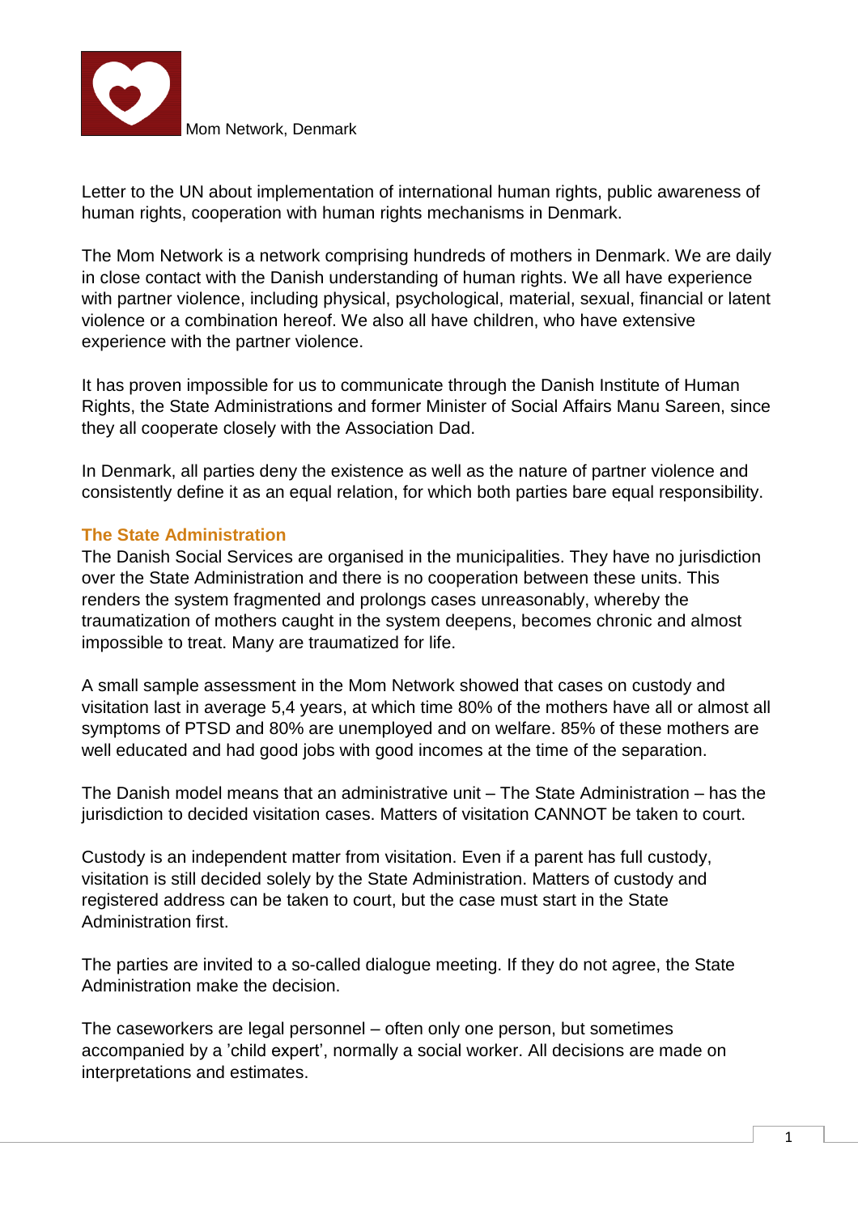Mom Network, Denmark

Letter to the UN about implementation of international human rights, public awareness of human rights, cooperation with human rights mechanisms in Denmark.

The Mom Network is a network comprising hundreds of mothers in Denmark. We are daily in close contact with the Danish understanding of human rights. We all have experience with partner violence, including physical, psychological, material, sexual, financial or latent violence or a combination hereof. We also all have children, who have extensive experience with the partner violence.

It has proven impossible for us to communicate through the Danish Institute of Human Rights, the State Administrations and former Minister of Social Affairs Manu Sareen, since they all cooperate closely with the Association Dad.

In Denmark, all parties deny the existence as well as the nature of partner violence and consistently define it as an equal relation, for which both parties bare equal responsibility.

## The State Administration

The Danish Social Services are organised in the municipalities. They have no jurisdiction over the State Administration and there is no cooperation between these units. This renders the system fragmented and prolongs cases unreasonably, whereby the traumatization of mothers caught in the system deepens, becomes chronic and almost impossible to treat. Many are traumatized for life.

A small sample assessment in the Mom Network showed that cases on custody and visitation last in average 5,4 years, at which time 80% of the mothers have all or almost all symptoms of PTSD and 80% are unemployed and on welfare. 85% of these mothers are well educated and had good jobs with good incomes at the time of the separation.

The Danish model means that an administrative unit – The State Administration – has the jurisdiction to decided visitation cases. Matters of visitation CANNOT be taken to court.

Custody is an independent matter from visitation. Even if a parent has full custody, visitation is still decided solely by the State Administration. Matters of custody and registered address can be taken to court, but the case must start in the State Administration first.

The parties are invited to a so-called dialogue meeting. If they do not agree, the State Administration make the decision.

The caseworkers are legal personnel – often only one person, but sometimes accompanied by a 'child expert', normally a social worker. All decisions are made on interpretations and estimates.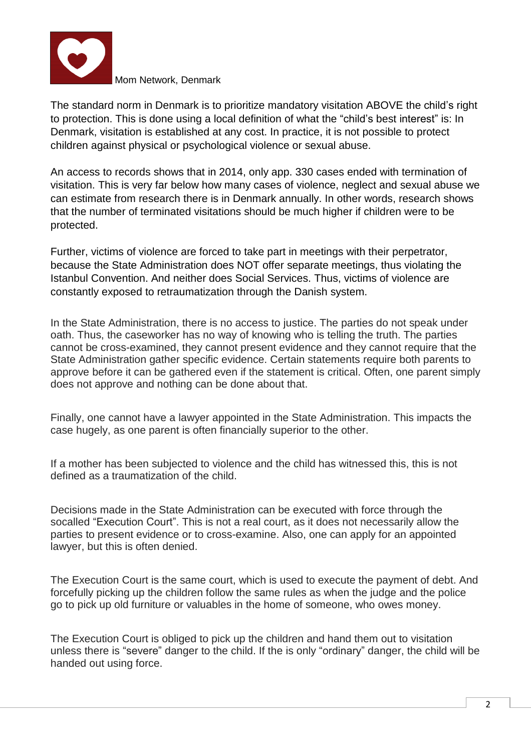Mom Network, Denmark

The standard norm in Denmark is to prioritize mandatory visitation ABOVE the child's right to protection. This is done using a local definition of what the "child's best interest" is: In Denmark, visitation is established at any cost. In practice, it is not possible to protect children against physical or psychological violence or sexual abuse.

An access to records shows that in 2014, only app. 330 cases ended with termination of visitation. This is very far below how many cases of violence, neglect and sexual abuse we can estimate from research there is in Denmark annually. In other words, research shows that the number of terminated visitations should be much higher if children were to be protected.

Further, victims of violence are forced to take part in meetings with their perpetrator, because the State Administration does NOT offer separate meetings, thus violating the Istanbul Convention. And neither does Social Services. Thus, victims of violence are constantly exposed to retraumatization through the Danish system.

In the State Administration, there is no access to justice. The parties do not speak under oath. Thus, the caseworker has no way of knowing who is telling the truth. The parties cannot be cross-examined, they cannot present evidence and they cannot require that the State Administration gather specific evidence. Certain statements require both parents to approve before it can be gathered even if the statement is critical. Often, one parent simply does not approve and nothing can be done about that.

Finally, one cannot have a lawyer appointed in the State Administration. This impacts the case hugely, as one parent is often financially superior to the other.

If a mother has been subjected to violence and the child has witnessed this, this is not defined as a traumatization of the child.

Decisions made in the State Administration can be executed with force through the socalled "Execution Court". This is not a real court, as it does not necessarily allow the parties to present evidence or to cross-examine. Also, one can apply for an appointed lawyer, but this is often denied.

The Execution Court is the same court, which is used to execute the payment of debt. And forcefully picking up the children follow the same rules as when the judge and the police go to pick up old furniture or valuables in the home of someone, who owes money.

The Execution Court is obliged to pick up the children and hand them out to visitation unless there is "severe" danger to the child. If the is only "ordinary" danger, the child will be handed out using force.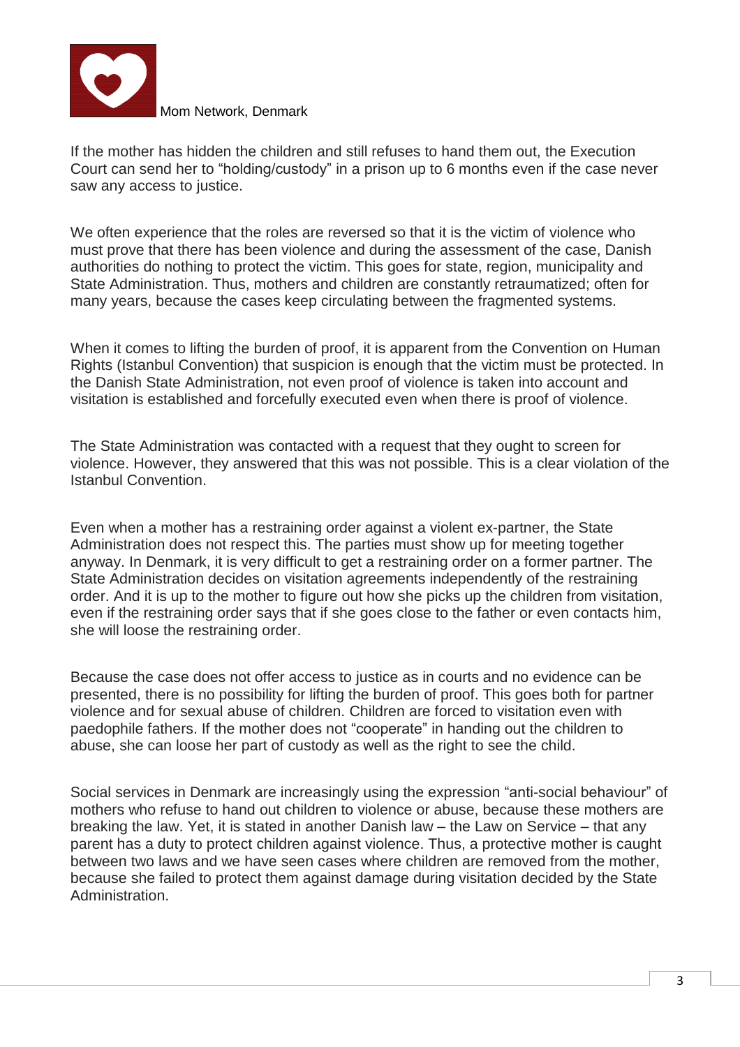Mom Network, Denmark

If the mother has hidden the children and still refuses to hand them out, the Execution Court can send her to "holding/custody" in a prison up to 6 months even if the case never saw any access to justice.

We often experience that the roles are reversed so that it is the victim of violence who must prove that there has been violence and during the assessment of the case, Danish authorities do nothing to protect the victim. This goes for state, region, municipality and State Administration. Thus, mothers and children are constantly retraumatized; often for many years, because the cases keep circulating between the fragmented systems.

When it comes to lifting the burden of proof, it is apparent from the Convention on Human Rights (Istanbul Convention) that suspicion is enough that the victim must be protected. In the Danish State Administration, not even proof of violence is taken into account and visitation is established and forcefully executed even when there is proof of violence.

The State Administration was contacted with a request that they ought to screen for violence. However, they answered that this was not possible. This is a clear violation of the Istanbul Convention.

Even when a mother has a restraining order against a violent ex-partner, the State Administration does not respect this. The parties must show up for meeting together anyway. In Denmark, it is very difficult to get a restraining order on a former partner. The State Administration decides on visitation agreements independently of the restraining order. And it is up to the mother to figure out how she picks up the children from visitation, even if the restraining order says that if she goes close to the father or even contacts him, she will loose the restraining order.

Because the case does not offer access to justice as in courts and no evidence can be presented, there is no possibility for lifting the burden of proof. This goes both for partner violence and for sexual abuse of children. Children are forced to visitation even with paedophile fathers. If the mother does not "cooperate" in handing out the children to abuse, she can loose her part of custody as well as the right to see the child.

Social services in Denmark are increasingly using the expression "anti-social behaviour" of mothers who refuse to hand out children to violence or abuse, because these mothers are breaking the law. Yet, it is stated in another Danish law – the Law on Service – that any parent has a duty to protect children against violence. Thus, a protective mother is caught between two laws and we have seen cases where children are removed from the mother, because she failed to protect them against damage during visitation decided by the State Administration.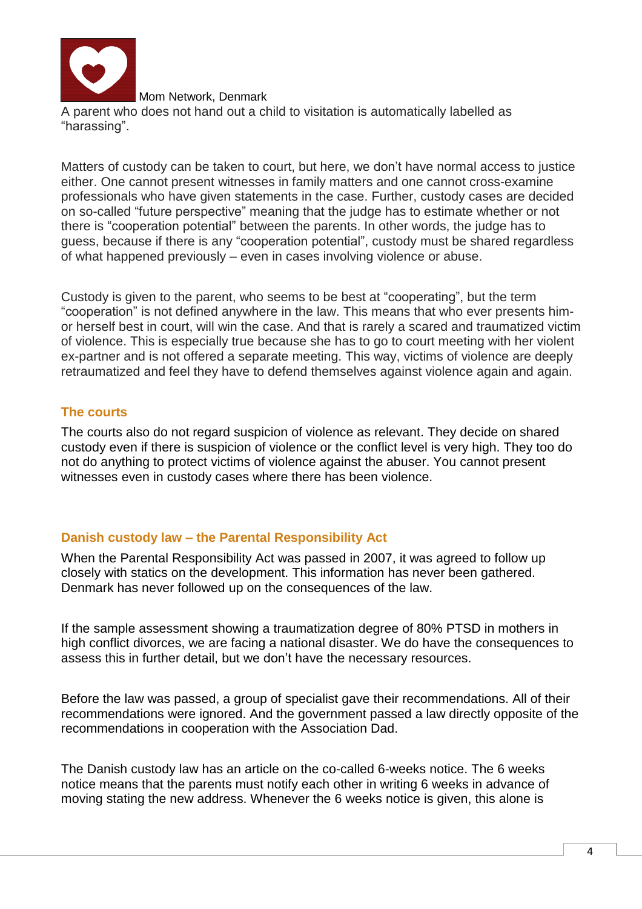Mom Network, Denmark

A parent who does not hand out a child to visitation is automatically labelled as "harassing".

Matters of custody can be taken to court, but here, we don't have normal access to justice either. One cannot present witnesses in family matters and one cannot cross-examine professionals who have given statements in the case. Further, custody cases are decided on so-called "future perspective" meaning that the judge has to estimate whether or not there is "cooperation potential" between the parents. In other words, the judge has to guess, because if there is any "cooperation potential", custody must be shared regardless of what happened previously – even in cases involving violence or abuse.

Custody is given to the parent, who seems to be best at "cooperating", but the term "cooperation" is not defined anywhere in the law. This means that who ever presents him- or herself best in court, will win the case. And that is rarely a scared and traumatized victim of violence. This is especially true because she has to go to court meeting with her violent ex-partner and is not offered a separate meeting. This way, victims of violence are deeply retraumatized and feel they have to defend themselves against violence again and again.

## The courts

The courts also do not regard suspicion of violence as relevant. They decide on shared custody even if there is suspicion of violence or the conflict level is very high. They too do not do anything to protect victims of violence against the abuser. You cannot present witnesses even in custody cases where there has been violence.

## Danish custody law – the Parental Responsibility Act

When the Parental Responsibility Act was passed in 2007, it was agreed to follow up closely with statics on the development. This information has never been gathered. Denmark has never followed up on the consequences of the law.

If the sample assessment showing a traumatization degree of 80% PTSD in mothers in high conflict divorces, we are facing a national disaster. We do have the consequences to assess this in further detail, but we don't have the necessary resources.

Before the law was passed, a group of specialist gave their recommendations. All of their recommendations were ignored. And the government passed a law directly opposite of the recommendations in cooperation with the Association Dad.

The Danish custody law has an article on the co-called 6-weeks notice. The 6 weeks notice means that the parents must notify each other in writing 6 weeks in advance of moving stating the new address. Whenever the 6 weeks notice is given, this alone is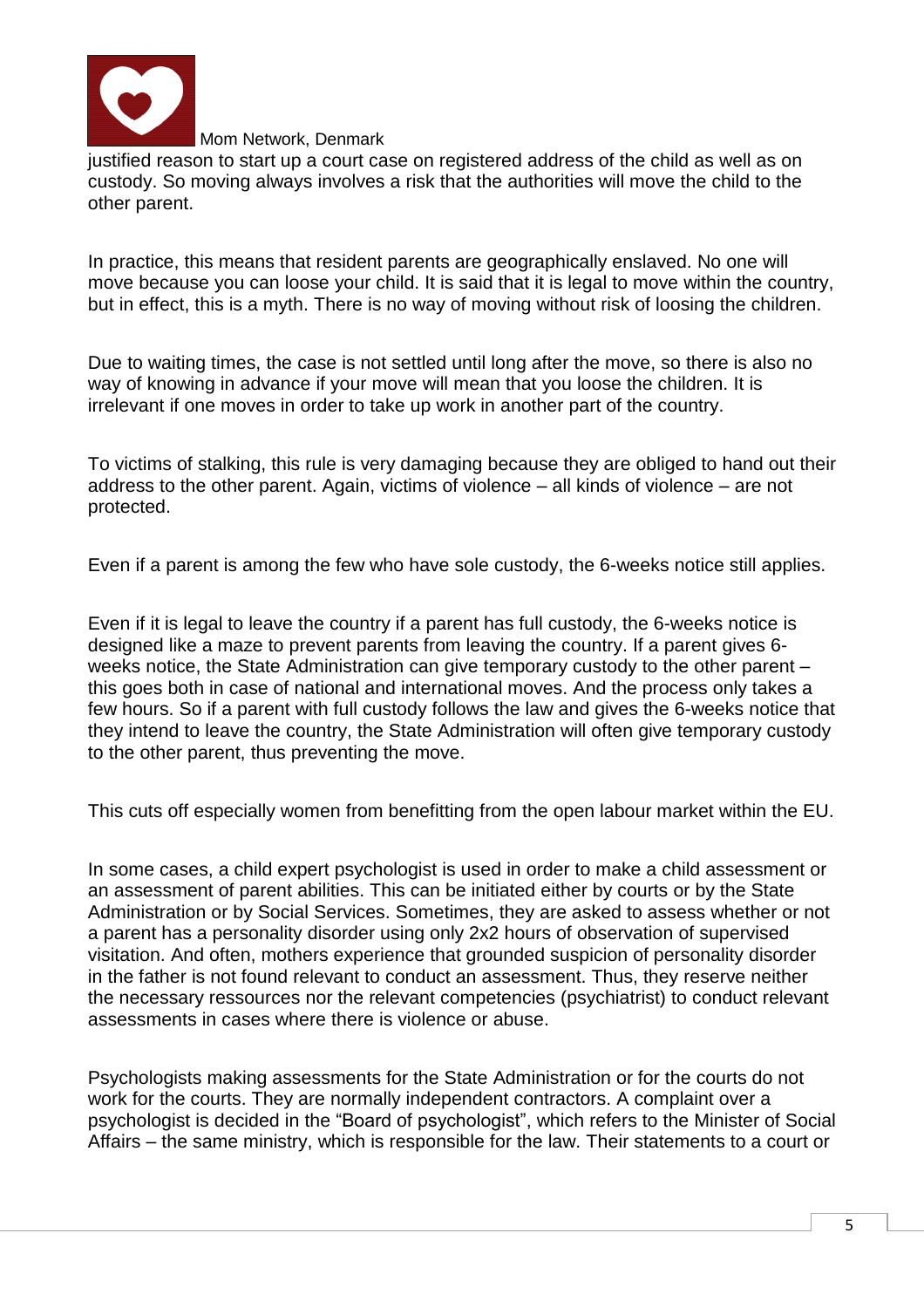justified reason to start up a court case on registered address of the child as well as on custody. So moving always involves a risk that the authorities will move the child to the other parent.

In practice, this means that resident parents are geographically enslaved. No one will move because you can loose your child. It is said that it is legal to move within the country, but in effect, this is a myth. There is no way of moving without risk of loosing the children.

Due to waiting times, the case is not settled until long after the move, so there is also no way of knowing in advance if your move will mean that you loose the children. It is irrelevant if one moves in order to take up work in another part of the country.

To victims of stalking, this rule is very damaging because they are obliged to hand out their address to the other parent. Again, victims of violence – all kinds of violence – are not protected.

Even if a parent is among the few who have sole custody, the 6-weeks notice still applies.

Even if it is legal to leave the country if a parent has full custody, the 6-weeks notice is designed like a maze to prevent parents from leaving the country. If a parent gives 6-weeks notice, the State Administration can give temporary custody to the other parent – this goes both in case of national and international moves. And the process only takes a few hours. So if a parent with full custody follows the law and gives the 6-weeks notice that they intend to leave the country, the State Administration will often give temporary custody to the other parent, thus preventing the move.

This cuts off especially women from benefitting from the open labour market within the EU.

In some cases, a child expert psychologist is used in order to make a child assessment or an assessment of parent abilities. This can be initiated either by courts or by the State Administration or by Social Services. Sometimes, they are asked to assess whether or not a parent has a personality disorder using only 2x2 hours of observation of supervised visitation. And often, mothers experience that grounded suspicion of personality disorder in the father is not found relevant to conduct an assessment. Thus, they reserve neither the necessary ressources nor the relevant competencies (psychiatrist) to conduct relevant assessments in cases where there is violence or abuse.

Psychologists making assessments for the State Administration or for the courts do not work for the courts. They are normally independent contractors. A complaint over a psychologist is decided in the "Board of psychologist", which refers to the Minister of Social Affairs – the same ministry, which is responsible for the law. Their statements to a court or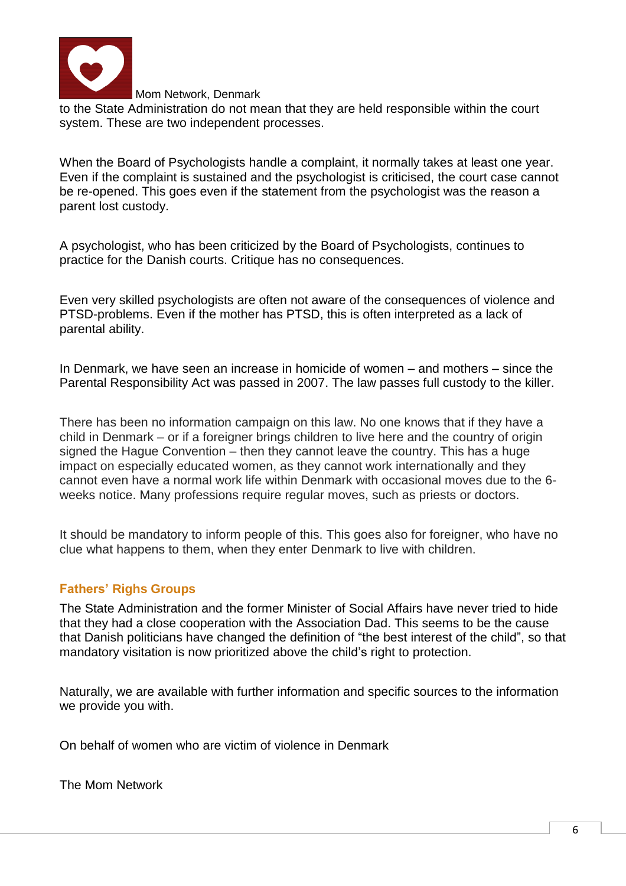to the State Administration do not mean that they are held responsible within the court system. These are two independent processes.

When the Board of Psychologists handle a complaint, it normally takes at least one year. Even if the complaint is sustained and the psychologist is criticised, the court case cannot be re-opened. This goes even if the statement from the psychologist was the reason a parent lost custody.

A psychologist, who has been criticized by the Board of Psychologists, continues to practice for the Danish courts. Critique has no consequences.

Even very skilled psychologists are often not aware of the consequences of violence and PTSD-problems. Even if the mother has PTSD, this is often interpreted as a lack of parental ability.

In Denmark, we have seen an increase in homicide of women – and mothers – since the Parental Responsibility Act was passed in 2007. The law passes full custody to the killer.

There has been no information campaign on this law. No one knows that if they have a child in Denmark – or if a foreigner brings children to live here and the country of origin signed the Hague Convention – then they cannot leave the country. This has a huge impact on especially educated women, as they cannot work internationally and they cannot even have a normal work life within Denmark with occasional moves due to the 6-weeks notice. Many professions require regular moves, such as priests or doctors.

It should be mandatory to inform people of this. This goes also for foreigner, who have no clue what happens to them, when they enter Denmark to live with children.

### Fathers' Righs Groups

The State Administration and the former Minister of Social Affairs have never tried to hide that they had a close cooperation with the Association Dad. This seems to be the cause that Danish politicians have changed the definition of "the best interest of the child", so that mandatory visitation is now prioritized above the child's right to protection.

Naturally, we are available with further information and specific sources to the information we provide you with.

On behalf of women who are victim of violence in Denmark

The Mom Network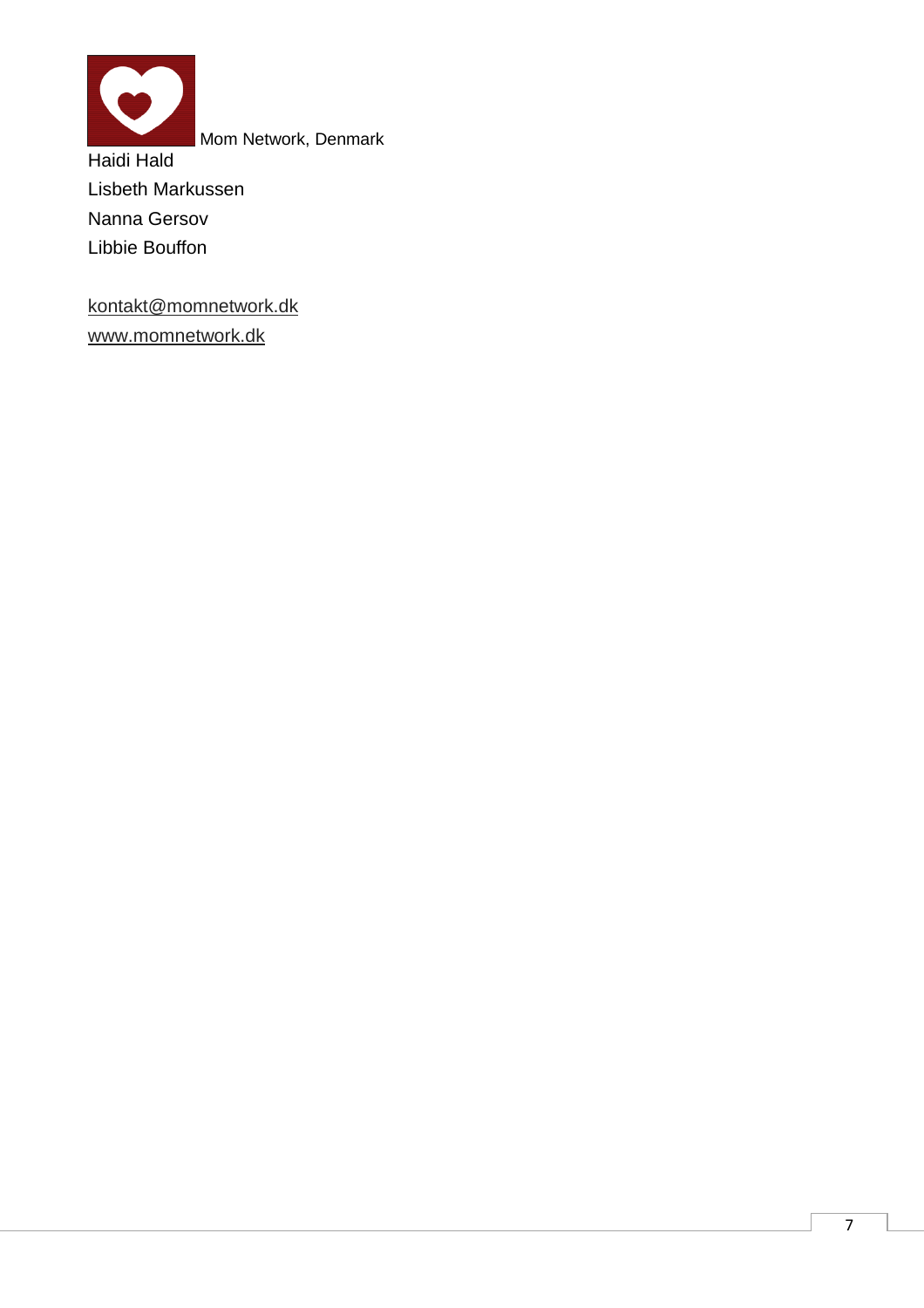Mom Network, Denmark

Haidi Hald

Lisbeth Markussen

Nanna Gersov

Libbie Bouffon

kontakt@momnetwork.dk

www.momnetwork.dk